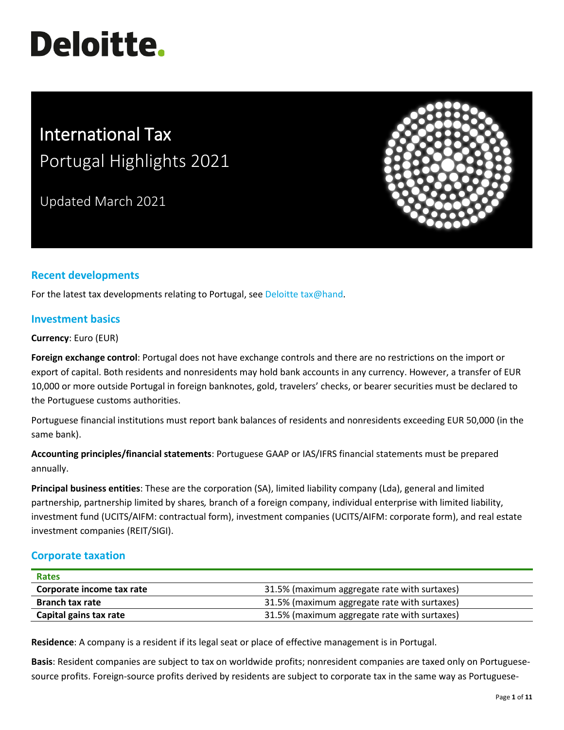Deloitte.

# International Tax
## Portugal Highlights 2021

Updated March 2021

## Recent developments

For the latest tax developments relating to Portugal, see Deloitte tax@hand.

## Investment basics

**Currency**: Euro (EUR)

**Foreign exchange control**: Portugal does not have exchange controls and there are no restrictions on the import or export of capital. Both residents and nonresidents may hold bank accounts in any currency. However, a transfer of EUR 10,000 or more outside Portugal in foreign banknotes, gold, travelers' checks, or bearer securities must be declared to the Portuguese customs authorities.

Portuguese financial institutions must report bank balances of residents and nonresidents exceeding EUR 50,000 (in the same bank).

**Accounting principles/financial statements**: Portuguese GAAP or IAS/IFRS financial statements must be prepared annually.

**Principal business entities**: These are the corporation (SA), limited liability company (Lda), general and limited partnership, partnership limited by shares*,* branch of a foreign company, individual enterprise with limited liability, investment fund (UCITS/AIFM: contractual form), investment companies (UCITS/AIFM: corporate form), and real estate investment companies (REIT/SIGI).

## Corporate taxation

| Rates | |
|---|---|
| **Corporate income tax rate** | 31.5% (maximum aggregate rate with surtaxes) |
| **Branch tax rate** | 31.5% (maximum aggregate rate with surtaxes) |
| **Capital gains tax rate** | 31.5% (maximum aggregate rate with surtaxes) |

**Residence**: A company is a resident if its legal seat or place of effective management is in Portugal.

**Basis**: Resident companies are subject to tax on worldwide profits; nonresident companies are taxed only on Portuguese-source profits. Foreign-source profits derived by residents are subject to corporate tax in the same way as Portuguese-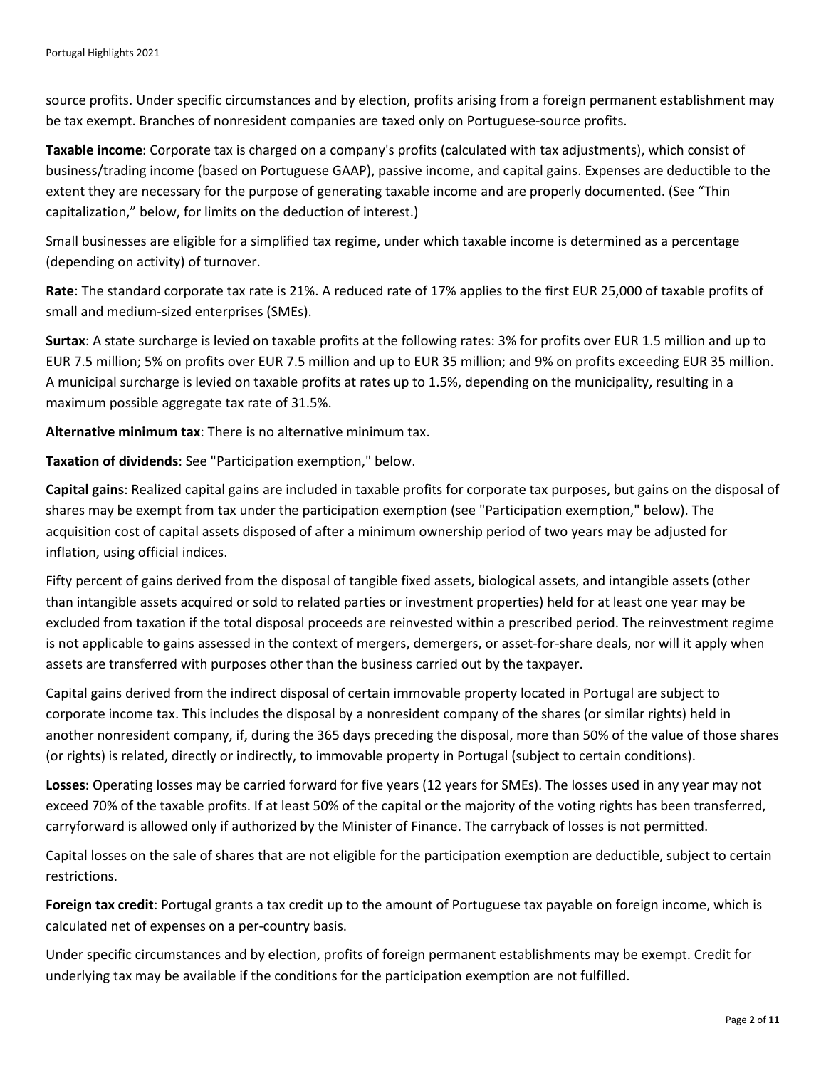source profits. Under specific circumstances and by election, profits arising from a foreign permanent establishment may be tax exempt. Branches of nonresident companies are taxed only on Portuguese-source profits.

**Taxable income**: Corporate tax is charged on a company's profits (calculated with tax adjustments), which consist of business/trading income (based on Portuguese GAAP), passive income, and capital gains. Expenses are deductible to the extent they are necessary for the purpose of generating taxable income and are properly documented. (See "Thin capitalization," below, for limits on the deduction of interest.)

Small businesses are eligible for a simplified tax regime, under which taxable income is determined as a percentage (depending on activity) of turnover.

**Rate**: The standard corporate tax rate is 21%. A reduced rate of 17% applies to the first EUR 25,000 of taxable profits of small and medium-sized enterprises (SMEs).

**Surtax**: A state surcharge is levied on taxable profits at the following rates: 3% for profits over EUR 1.5 million and up to EUR 7.5 million; 5% on profits over EUR 7.5 million and up to EUR 35 million; and 9% on profits exceeding EUR 35 million. A municipal surcharge is levied on taxable profits at rates up to 1.5%, depending on the municipality, resulting in a maximum possible aggregate tax rate of 31.5%.

**Alternative minimum tax**: There is no alternative minimum tax.

**Taxation of dividends**: See "Participation exemption," below.

**Capital gains**: Realized capital gains are included in taxable profits for corporate tax purposes, but gains on the disposal of shares may be exempt from tax under the participation exemption (see "Participation exemption," below). The acquisition cost of capital assets disposed of after a minimum ownership period of two years may be adjusted for inflation, using official indices.

Fifty percent of gains derived from the disposal of tangible fixed assets, biological assets, and intangible assets (other than intangible assets acquired or sold to related parties or investment properties) held for at least one year may be excluded from taxation if the total disposal proceeds are reinvested within a prescribed period. The reinvestment regime is not applicable to gains assessed in the context of mergers, demergers, or asset-for-share deals, nor will it apply when assets are transferred with purposes other than the business carried out by the taxpayer.

Capital gains derived from the indirect disposal of certain immovable property located in Portugal are subject to corporate income tax. This includes the disposal by a nonresident company of the shares (or similar rights) held in another nonresident company, if, during the 365 days preceding the disposal, more than 50% of the value of those shares (or rights) is related, directly or indirectly, to immovable property in Portugal (subject to certain conditions).

**Losses**: Operating losses may be carried forward for five years (12 years for SMEs). The losses used in any year may not exceed 70% of the taxable profits. If at least 50% of the capital or the majority of the voting rights has been transferred, carryforward is allowed only if authorized by the Minister of Finance. The carryback of losses is not permitted.

Capital losses on the sale of shares that are not eligible for the participation exemption are deductible, subject to certain restrictions.

**Foreign tax credit**: Portugal grants a tax credit up to the amount of Portuguese tax payable on foreign income, which is calculated net of expenses on a per-country basis.

Under specific circumstances and by election, profits of foreign permanent establishments may be exempt. Credit for underlying tax may be available if the conditions for the participation exemption are not fulfilled.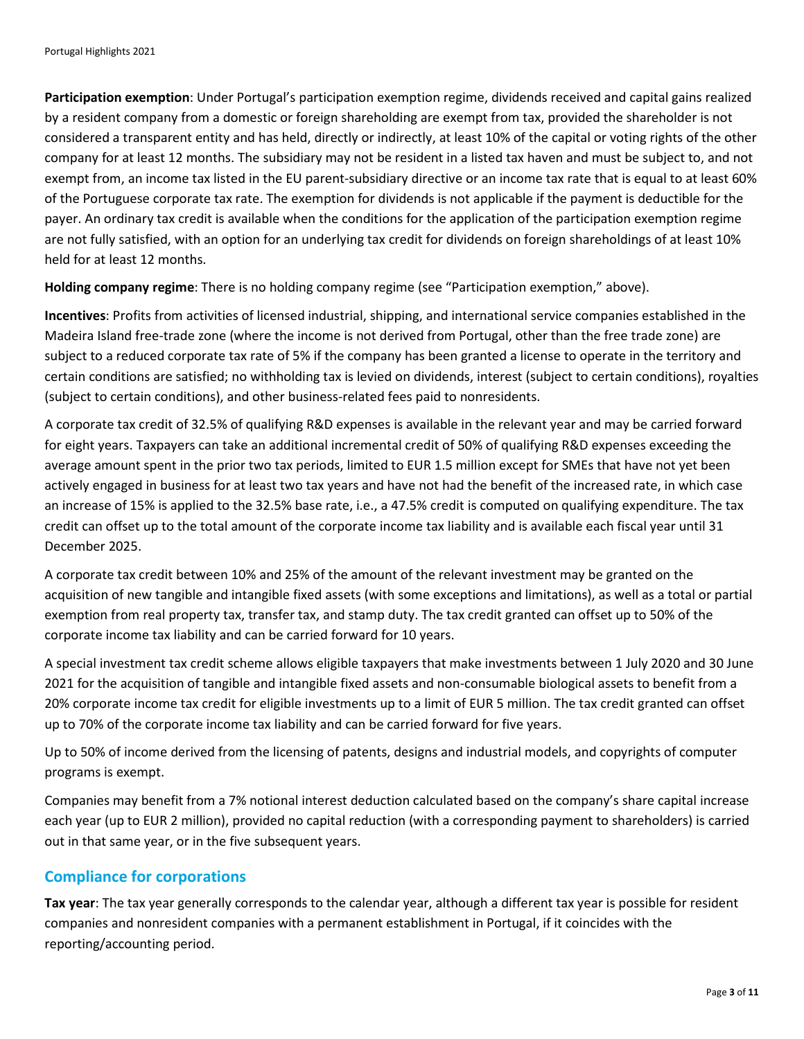**Participation exemption**: Under Portugal's participation exemption regime, dividends received and capital gains realized by a resident company from a domestic or foreign shareholding are exempt from tax, provided the shareholder is not considered a transparent entity and has held, directly or indirectly, at least 10% of the capital or voting rights of the other company for at least 12 months. The subsidiary may not be resident in a listed tax haven and must be subject to, and not exempt from, an income tax listed in the EU parent-subsidiary directive or an income tax rate that is equal to at least 60% of the Portuguese corporate tax rate. The exemption for dividends is not applicable if the payment is deductible for the payer. An ordinary tax credit is available when the conditions for the application of the participation exemption regime are not fully satisfied, with an option for an underlying tax credit for dividends on foreign shareholdings of at least 10% held for at least 12 months.

**Holding company regime**: There is no holding company regime (see "Participation exemption," above).

**Incentives**: Profits from activities of licensed industrial, shipping, and international service companies established in the Madeira Island free-trade zone (where the income is not derived from Portugal, other than the free trade zone) are subject to a reduced corporate tax rate of 5% if the company has been granted a license to operate in the territory and certain conditions are satisfied; no withholding tax is levied on dividends, interest (subject to certain conditions), royalties (subject to certain conditions), and other business-related fees paid to nonresidents.

A corporate tax credit of 32.5% of qualifying R&D expenses is available in the relevant year and may be carried forward for eight years. Taxpayers can take an additional incremental credit of 50% of qualifying R&D expenses exceeding the average amount spent in the prior two tax periods, limited to EUR 1.5 million except for SMEs that have not yet been actively engaged in business for at least two tax years and have not had the benefit of the increased rate, in which case an increase of 15% is applied to the 32.5% base rate, i.e., a 47.5% credit is computed on qualifying expenditure. The tax credit can offset up to the total amount of the corporate income tax liability and is available each fiscal year until 31 December 2025.

A corporate tax credit between 10% and 25% of the amount of the relevant investment may be granted on the acquisition of new tangible and intangible fixed assets (with some exceptions and limitations), as well as a total or partial exemption from real property tax, transfer tax, and stamp duty. The tax credit granted can offset up to 50% of the corporate income tax liability and can be carried forward for 10 years.

A special investment tax credit scheme allows eligible taxpayers that make investments between 1 July 2020 and 30 June 2021 for the acquisition of tangible and intangible fixed assets and non-consumable biological assets to benefit from a 20% corporate income tax credit for eligible investments up to a limit of EUR 5 million. The tax credit granted can offset up to 70% of the corporate income tax liability and can be carried forward for five years.

Up to 50% of income derived from the licensing of patents, designs and industrial models, and copyrights of computer programs is exempt.

Companies may benefit from a 7% notional interest deduction calculated based on the company's share capital increase each year (up to EUR 2 million), provided no capital reduction (with a corresponding payment to shareholders) is carried out in that same year, or in the five subsequent years.

## Compliance for corporations

**Tax year**: The tax year generally corresponds to the calendar year, although a different tax year is possible for resident companies and nonresident companies with a permanent establishment in Portugal, if it coincides with the reporting/accounting period.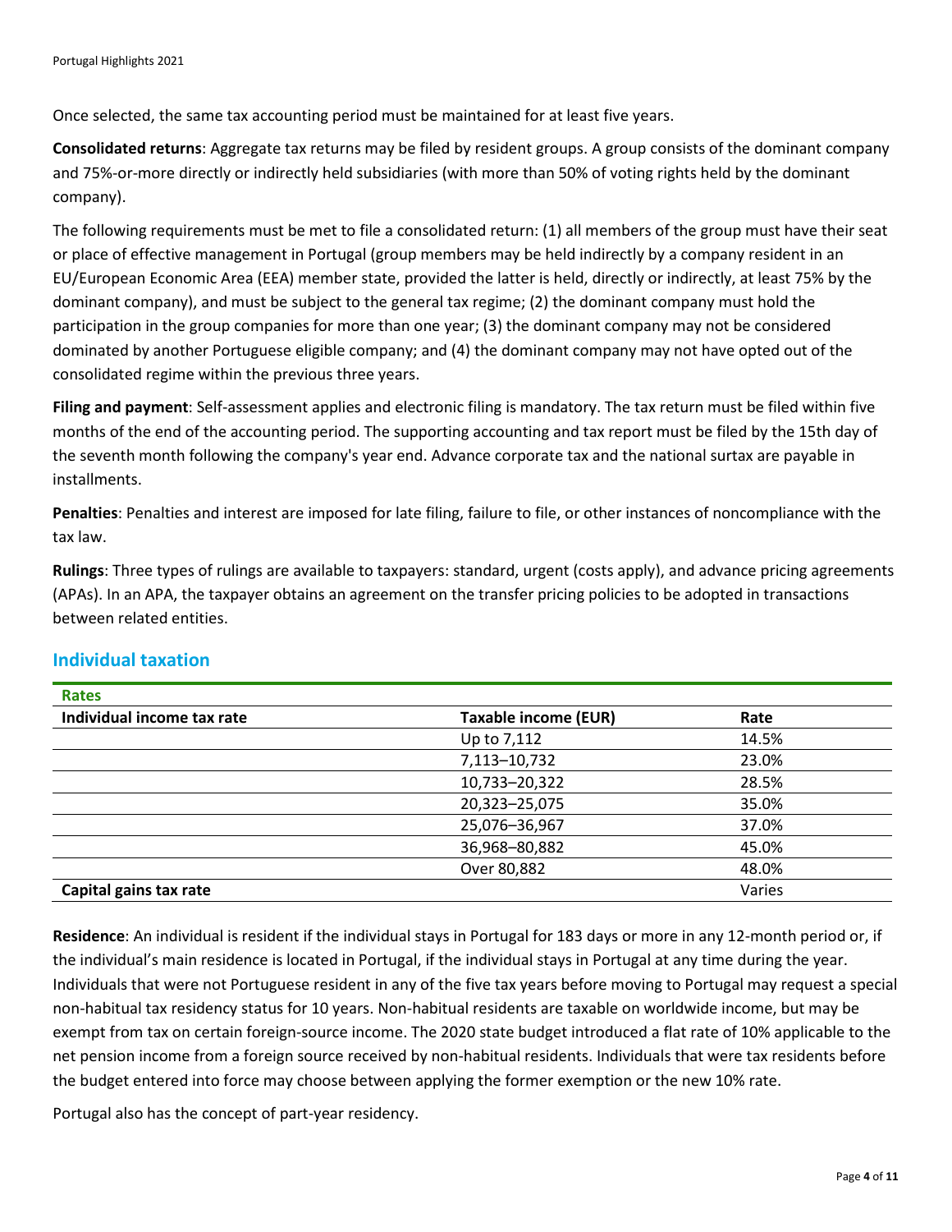Once selected, the same tax accounting period must be maintained for at least five years.

**Consolidated returns**: Aggregate tax returns may be filed by resident groups. A group consists of the dominant company and 75%-or-more directly or indirectly held subsidiaries (with more than 50% of voting rights held by the dominant company).

The following requirements must be met to file a consolidated return: (1) all members of the group must have their seat or place of effective management in Portugal (group members may be held indirectly by a company resident in an EU/European Economic Area (EEA) member state, provided the latter is held, directly or indirectly, at least 75% by the dominant company), and must be subject to the general tax regime; (2) the dominant company must hold the participation in the group companies for more than one year; (3) the dominant company may not be considered dominated by another Portuguese eligible company; and (4) the dominant company may not have opted out of the consolidated regime within the previous three years.

**Filing and payment**: Self-assessment applies and electronic filing is mandatory. The tax return must be filed within five months of the end of the accounting period. The supporting accounting and tax report must be filed by the 15th day of the seventh month following the company's year end. Advance corporate tax and the national surtax are payable in installments.

**Penalties**: Penalties and interest are imposed for late filing, failure to file, or other instances of noncompliance with the tax law.

**Rulings**: Three types of rulings are available to taxpayers: standard, urgent (costs apply), and advance pricing agreements (APAs). In an APA, the taxpayer obtains an agreement on the transfer pricing policies to be adopted in transactions between related entities.

## Individual taxation

| Rates | | |
|---|---|---|
| **Individual income tax rate** | **Taxable income (EUR)** | **Rate** |
| | Up to 7,112 | 14.5% |
| | 7,113–10,732 | 23.0% |
| | 10,733–20,322 | 28.5% |
| | 20,323–25,075 | 35.0% |
| | 25,076–36,967 | 37.0% |
| | 36,968–80,882 | 45.0% |
| | Over 80,882 | 48.0% |
| **Capital gains tax rate** | | Varies |

**Residence**: An individual is resident if the individual stays in Portugal for 183 days or more in any 12-month period or, if the individual's main residence is located in Portugal, if the individual stays in Portugal at any time during the year. Individuals that were not Portuguese resident in any of the five tax years before moving to Portugal may request a special non-habitual tax residency status for 10 years. Non-habitual residents are taxable on worldwide income, but may be exempt from tax on certain foreign-source income. The 2020 state budget introduced a flat rate of 10% applicable to the net pension income from a foreign source received by non-habitual residents. Individuals that were tax residents before the budget entered into force may choose between applying the former exemption or the new 10% rate.

Portugal also has the concept of part-year residency.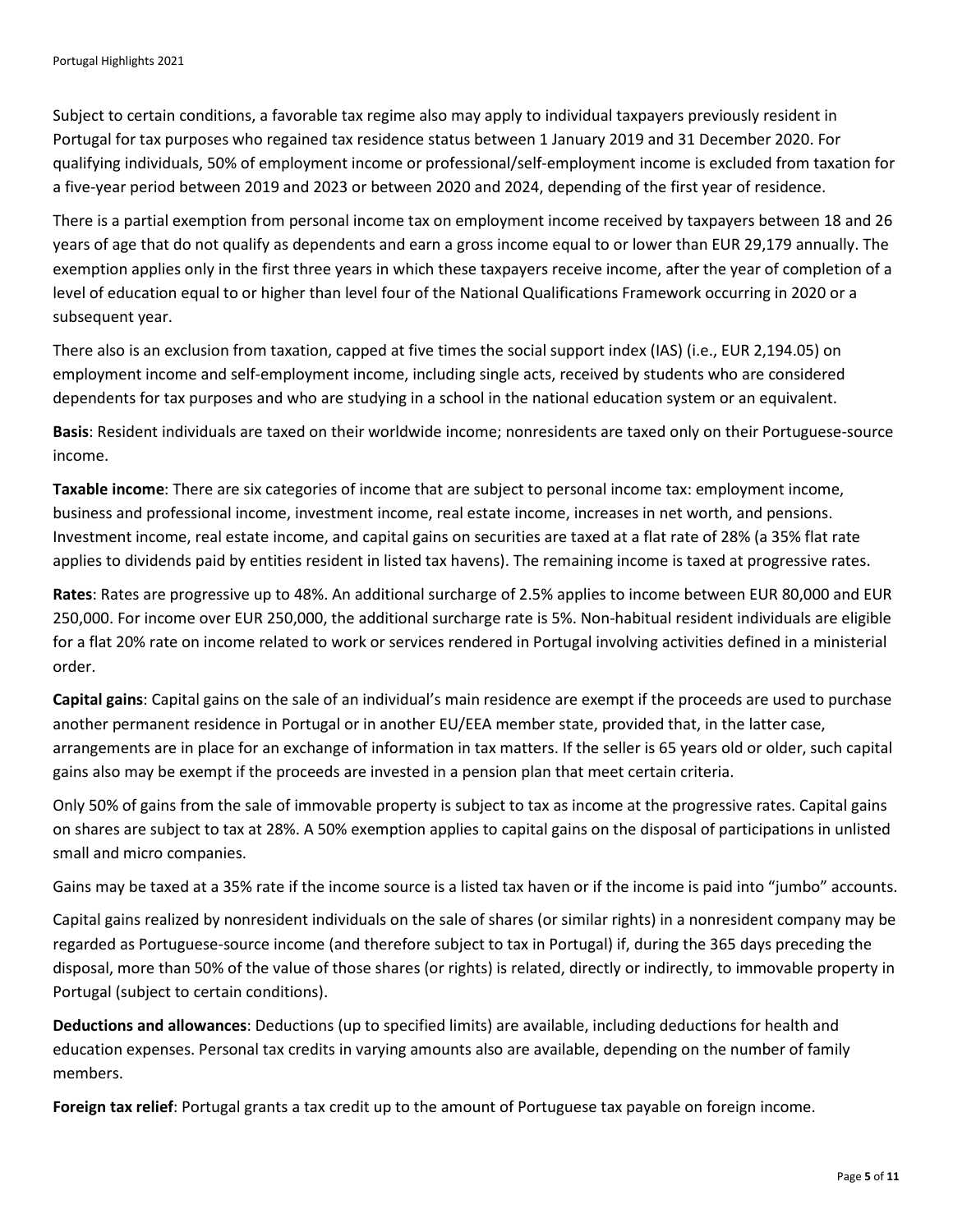Subject to certain conditions, a favorable tax regime also may apply to individual taxpayers previously resident in Portugal for tax purposes who regained tax residence status between 1 January 2019 and 31 December 2020. For qualifying individuals, 50% of employment income or professional/self-employment income is excluded from taxation for a five-year period between 2019 and 2023 or between 2020 and 2024, depending of the first year of residence.

There is a partial exemption from personal income tax on employment income received by taxpayers between 18 and 26 years of age that do not qualify as dependents and earn a gross income equal to or lower than EUR 29,179 annually. The exemption applies only in the first three years in which these taxpayers receive income, after the year of completion of a level of education equal to or higher than level four of the National Qualifications Framework occurring in 2020 or a subsequent year.

There also is an exclusion from taxation, capped at five times the social support index (IAS) (i.e., EUR 2,194.05) on employment income and self-employment income, including single acts, received by students who are considered dependents for tax purposes and who are studying in a school in the national education system or an equivalent.

**Basis**: Resident individuals are taxed on their worldwide income; nonresidents are taxed only on their Portuguese-source income.

**Taxable income**: There are six categories of income that are subject to personal income tax: employment income, business and professional income, investment income, real estate income, increases in net worth, and pensions. Investment income, real estate income, and capital gains on securities are taxed at a flat rate of 28% (a 35% flat rate applies to dividends paid by entities resident in listed tax havens). The remaining income is taxed at progressive rates.

**Rates**: Rates are progressive up to 48%. An additional surcharge of 2.5% applies to income between EUR 80,000 and EUR 250,000. For income over EUR 250,000, the additional surcharge rate is 5%. Non-habitual resident individuals are eligible for a flat 20% rate on income related to work or services rendered in Portugal involving activities defined in a ministerial order.

**Capital gains**: Capital gains on the sale of an individual's main residence are exempt if the proceeds are used to purchase another permanent residence in Portugal or in another EU/EEA member state, provided that, in the latter case, arrangements are in place for an exchange of information in tax matters. If the seller is 65 years old or older, such capital gains also may be exempt if the proceeds are invested in a pension plan that meet certain criteria.

Only 50% of gains from the sale of immovable property is subject to tax as income at the progressive rates. Capital gains on shares are subject to tax at 28%. A 50% exemption applies to capital gains on the disposal of participations in unlisted small and micro companies.

Gains may be taxed at a 35% rate if the income source is a listed tax haven or if the income is paid into "jumbo" accounts.

Capital gains realized by nonresident individuals on the sale of shares (or similar rights) in a nonresident company may be regarded as Portuguese-source income (and therefore subject to tax in Portugal) if, during the 365 days preceding the disposal, more than 50% of the value of those shares (or rights) is related, directly or indirectly, to immovable property in Portugal (subject to certain conditions).

**Deductions and allowances**: Deductions (up to specified limits) are available, including deductions for health and education expenses. Personal tax credits in varying amounts also are available, depending on the number of family members.

**Foreign tax relief**: Portugal grants a tax credit up to the amount of Portuguese tax payable on foreign income.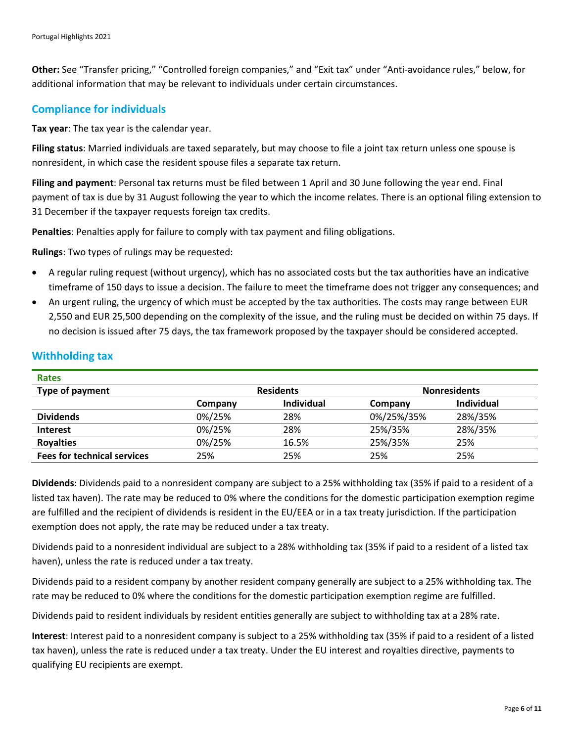**Other:** See "Transfer pricing," "Controlled foreign companies," and "Exit tax" under "Anti-avoidance rules," below, for additional information that may be relevant to individuals under certain circumstances.

## Compliance for individuals

**Tax year**: The tax year is the calendar year.

**Filing status**: Married individuals are taxed separately, but may choose to file a joint tax return unless one spouse is nonresident, in which case the resident spouse files a separate tax return.

**Filing and payment**: Personal tax returns must be filed between 1 April and 30 June following the year end. Final payment of tax is due by 31 August following the year to which the income relates. There is an optional filing extension to 31 December if the taxpayer requests foreign tax credits.

**Penalties**: Penalties apply for failure to comply with tax payment and filing obligations.

**Rulings**: Two types of rulings may be requested:

- A regular ruling request (without urgency), which has no associated costs but the tax authorities have an indicative timeframe of 150 days to issue a decision. The failure to meet the timeframe does not trigger any consequences; and
- An urgent ruling, the urgency of which must be accepted by the tax authorities. The costs may range between EUR 2,550 and EUR 25,500 depending on the complexity of the issue, and the ruling must be decided on within 75 days. If no decision is issued after 75 days, the tax framework proposed by the taxpayer should be considered accepted.

## Withholding tax

**Rates**

| Type of payment | Residents | | Nonresidents | |
|---|---|---|---|---|
| | Company | Individual | Company | Individual |
| **Dividends** | 0%/25% | 28% | 0%/25%/35% | 28%/35% |
| **Interest** | 0%/25% | 28% | 25%/35% | 28%/35% |
| **Royalties** | 0%/25% | 16.5% | 25%/35% | 25% |
| **Fees for technical services** | 25% | 25% | 25% | 25% |

**Dividends**: Dividends paid to a nonresident company are subject to a 25% withholding tax (35% if paid to a resident of a listed tax haven). The rate may be reduced to 0% where the conditions for the domestic participation exemption regime are fulfilled and the recipient of dividends is resident in the EU/EEA or in a tax treaty jurisdiction. If the participation exemption does not apply, the rate may be reduced under a tax treaty.

Dividends paid to a nonresident individual are subject to a 28% withholding tax (35% if paid to a resident of a listed tax haven), unless the rate is reduced under a tax treaty.

Dividends paid to a resident company by another resident company generally are subject to a 25% withholding tax. The rate may be reduced to 0% where the conditions for the domestic participation exemption regime are fulfilled.

Dividends paid to resident individuals by resident entities generally are subject to withholding tax at a 28% rate.

**Interest**: Interest paid to a nonresident company is subject to a 25% withholding tax (35% if paid to a resident of a listed tax haven), unless the rate is reduced under a tax treaty. Under the EU interest and royalties directive, payments to qualifying EU recipients are exempt.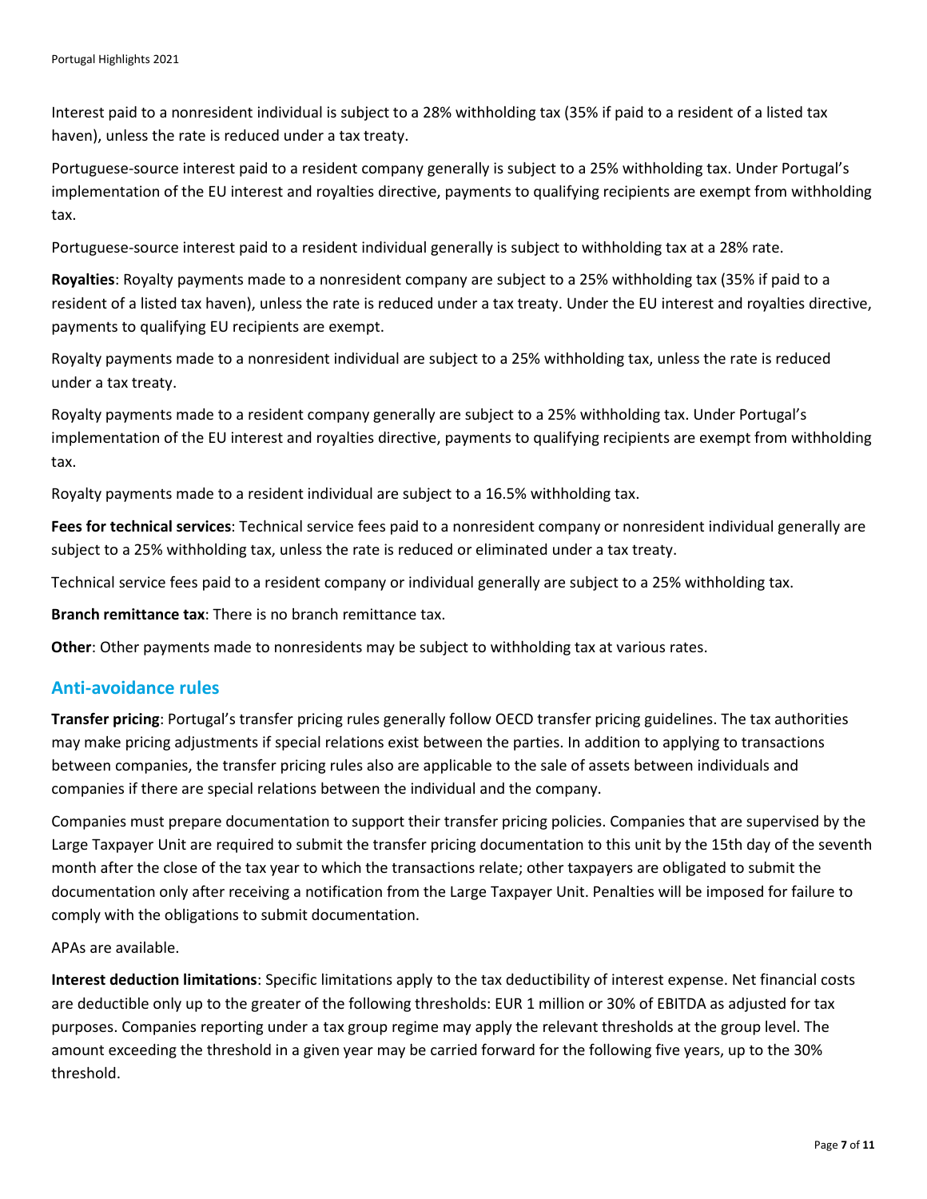Interest paid to a nonresident individual is subject to a 28% withholding tax (35% if paid to a resident of a listed tax haven), unless the rate is reduced under a tax treaty.

Portuguese-source interest paid to a resident company generally is subject to a 25% withholding tax. Under Portugal's implementation of the EU interest and royalties directive, payments to qualifying recipients are exempt from withholding tax.

Portuguese-source interest paid to a resident individual generally is subject to withholding tax at a 28% rate.

**Royalties**: Royalty payments made to a nonresident company are subject to a 25% withholding tax (35% if paid to a resident of a listed tax haven), unless the rate is reduced under a tax treaty. Under the EU interest and royalties directive, payments to qualifying EU recipients are exempt.

Royalty payments made to a nonresident individual are subject to a 25% withholding tax, unless the rate is reduced under a tax treaty.

Royalty payments made to a resident company generally are subject to a 25% withholding tax. Under Portugal's implementation of the EU interest and royalties directive, payments to qualifying recipients are exempt from withholding tax.

Royalty payments made to a resident individual are subject to a 16.5% withholding tax.

**Fees for technical services**: Technical service fees paid to a nonresident company or nonresident individual generally are subject to a 25% withholding tax, unless the rate is reduced or eliminated under a tax treaty.

Technical service fees paid to a resident company or individual generally are subject to a 25% withholding tax.

**Branch remittance tax**: There is no branch remittance tax.

**Other**: Other payments made to nonresidents may be subject to withholding tax at various rates.

## Anti-avoidance rules

**Transfer pricing**: Portugal's transfer pricing rules generally follow OECD transfer pricing guidelines. The tax authorities may make pricing adjustments if special relations exist between the parties. In addition to applying to transactions between companies, the transfer pricing rules also are applicable to the sale of assets between individuals and companies if there are special relations between the individual and the company.

Companies must prepare documentation to support their transfer pricing policies. Companies that are supervised by the Large Taxpayer Unit are required to submit the transfer pricing documentation to this unit by the 15th day of the seventh month after the close of the tax year to which the transactions relate; other taxpayers are obligated to submit the documentation only after receiving a notification from the Large Taxpayer Unit. Penalties will be imposed for failure to comply with the obligations to submit documentation.

APAs are available.

**Interest deduction limitations**: Specific limitations apply to the tax deductibility of interest expense. Net financial costs are deductible only up to the greater of the following thresholds: EUR 1 million or 30% of EBITDA as adjusted for tax purposes. Companies reporting under a tax group regime may apply the relevant thresholds at the group level. The amount exceeding the threshold in a given year may be carried forward for the following five years, up to the 30% threshold.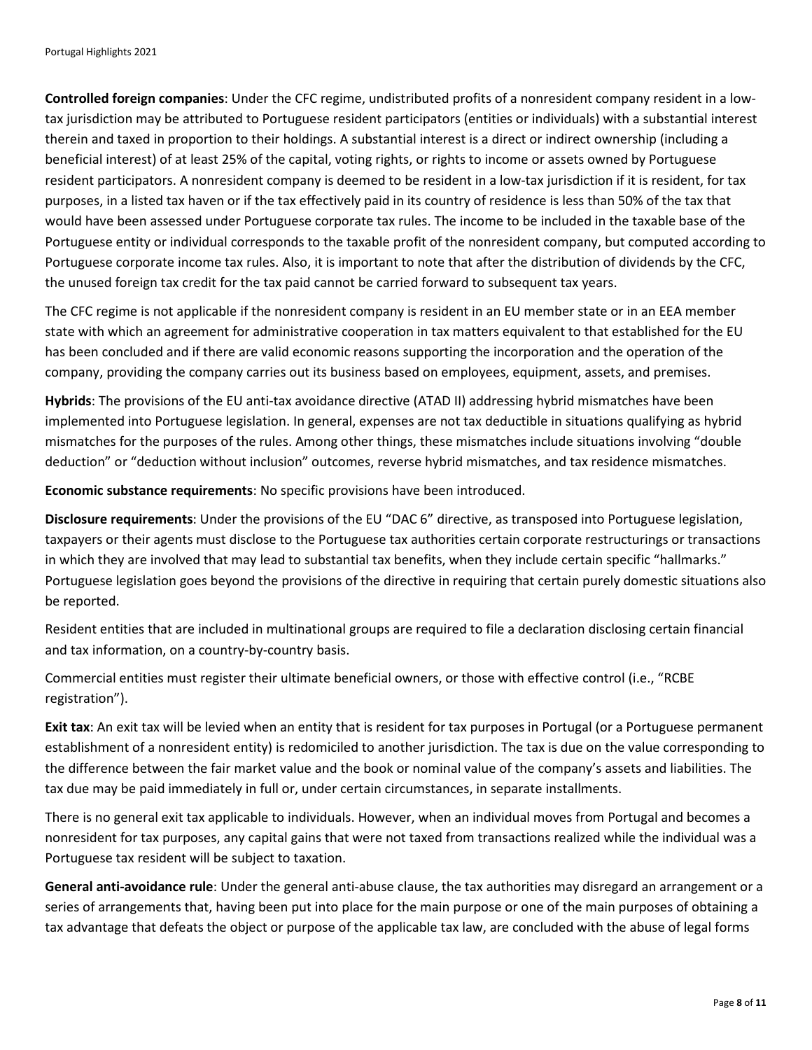**Controlled foreign companies**: Under the CFC regime, undistributed profits of a nonresident company resident in a low-tax jurisdiction may be attributed to Portuguese resident participators (entities or individuals) with a substantial interest therein and taxed in proportion to their holdings. A substantial interest is a direct or indirect ownership (including a beneficial interest) of at least 25% of the capital, voting rights, or rights to income or assets owned by Portuguese resident participators. A nonresident company is deemed to be resident in a low-tax jurisdiction if it is resident, for tax purposes, in a listed tax haven or if the tax effectively paid in its country of residence is less than 50% of the tax that would have been assessed under Portuguese corporate tax rules. The income to be included in the taxable base of the Portuguese entity or individual corresponds to the taxable profit of the nonresident company, but computed according to Portuguese corporate income tax rules. Also, it is important to note that after the distribution of dividends by the CFC, the unused foreign tax credit for the tax paid cannot be carried forward to subsequent tax years.

The CFC regime is not applicable if the nonresident company is resident in an EU member state or in an EEA member state with which an agreement for administrative cooperation in tax matters equivalent to that established for the EU has been concluded and if there are valid economic reasons supporting the incorporation and the operation of the company, providing the company carries out its business based on employees, equipment, assets, and premises.

**Hybrids**: The provisions of the EU anti-tax avoidance directive (ATAD II) addressing hybrid mismatches have been implemented into Portuguese legislation. In general, expenses are not tax deductible in situations qualifying as hybrid mismatches for the purposes of the rules. Among other things, these mismatches include situations involving "double deduction" or "deduction without inclusion" outcomes, reverse hybrid mismatches, and tax residence mismatches.

**Economic substance requirements**: No specific provisions have been introduced.

**Disclosure requirements**: Under the provisions of the EU "DAC 6" directive, as transposed into Portuguese legislation, taxpayers or their agents must disclose to the Portuguese tax authorities certain corporate restructurings or transactions in which they are involved that may lead to substantial tax benefits, when they include certain specific "hallmarks." Portuguese legislation goes beyond the provisions of the directive in requiring that certain purely domestic situations also be reported.

Resident entities that are included in multinational groups are required to file a declaration disclosing certain financial and tax information, on a country-by-country basis.

Commercial entities must register their ultimate beneficial owners, or those with effective control (i.e., "RCBE registration").

**Exit tax**: An exit tax will be levied when an entity that is resident for tax purposes in Portugal (or a Portuguese permanent establishment of a nonresident entity) is redomiciled to another jurisdiction. The tax is due on the value corresponding to the difference between the fair market value and the book or nominal value of the company's assets and liabilities. The tax due may be paid immediately in full or, under certain circumstances, in separate installments.

There is no general exit tax applicable to individuals. However, when an individual moves from Portugal and becomes a nonresident for tax purposes, any capital gains that were not taxed from transactions realized while the individual was a Portuguese tax resident will be subject to taxation.

**General anti-avoidance rule**: Under the general anti-abuse clause, the tax authorities may disregard an arrangement or a series of arrangements that, having been put into place for the main purpose or one of the main purposes of obtaining a tax advantage that defeats the object or purpose of the applicable tax law, are concluded with the abuse of legal forms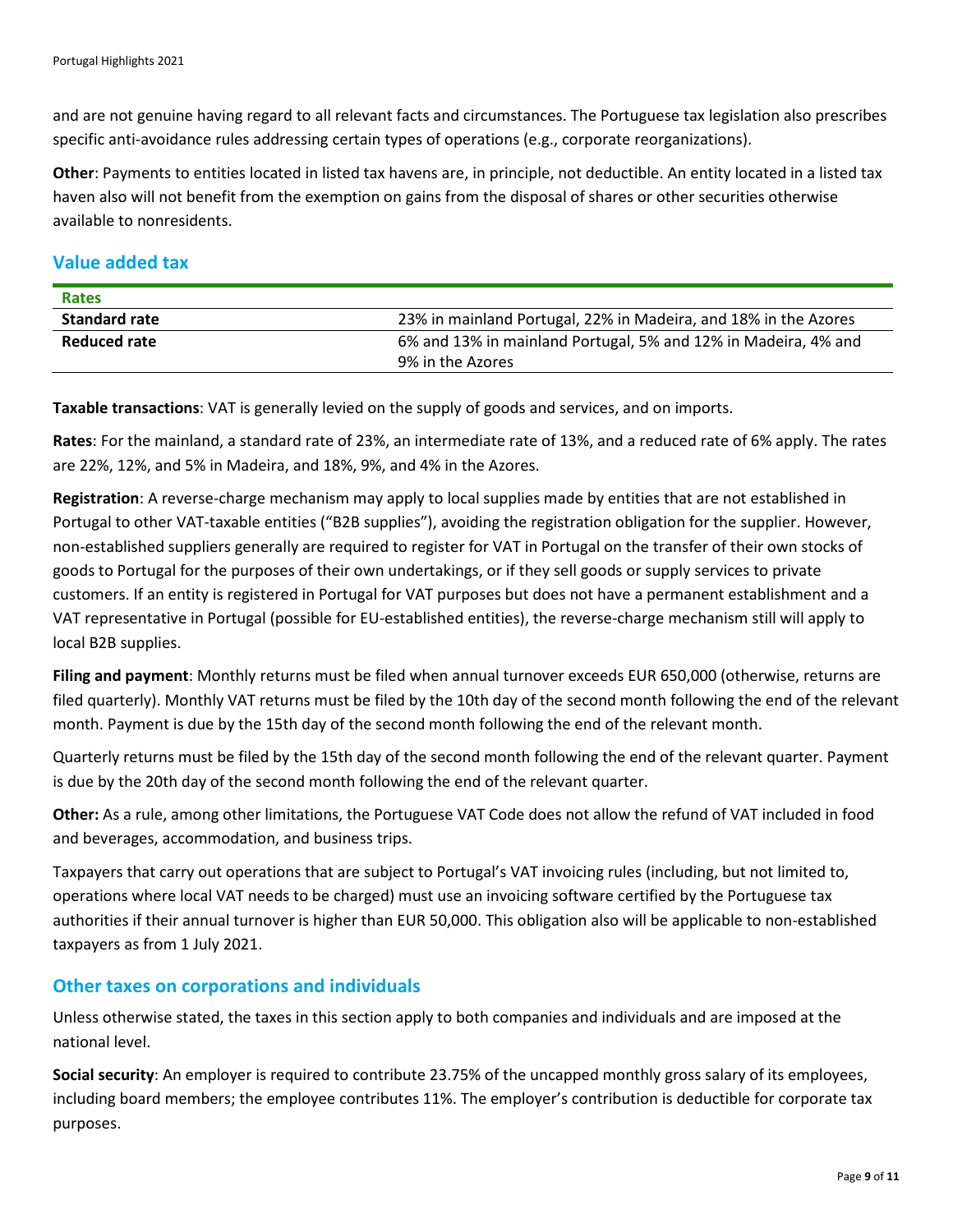and are not genuine having regard to all relevant facts and circumstances. The Portuguese tax legislation also prescribes specific anti-avoidance rules addressing certain types of operations (e.g., corporate reorganizations).

**Other**: Payments to entities located in listed tax havens are, in principle, not deductible. An entity located in a listed tax haven also will not benefit from the exemption on gains from the disposal of shares or other securities otherwise available to nonresidents.

## Value added tax

| Rates | |
|---|---|
| **Standard rate** | 23% in mainland Portugal, 22% in Madeira, and 18% in the Azores |
| **Reduced rate** | 6% and 13% in mainland Portugal, 5% and 12% in Madeira, 4% and 9% in the Azores |

**Taxable transactions**: VAT is generally levied on the supply of goods and services, and on imports.

**Rates**: For the mainland, a standard rate of 23%, an intermediate rate of 13%, and a reduced rate of 6% apply. The rates are 22%, 12%, and 5% in Madeira, and 18%, 9%, and 4% in the Azores.

**Registration**: A reverse-charge mechanism may apply to local supplies made by entities that are not established in Portugal to other VAT-taxable entities ("B2B supplies"), avoiding the registration obligation for the supplier. However, non-established suppliers generally are required to register for VAT in Portugal on the transfer of their own stocks of goods to Portugal for the purposes of their own undertakings, or if they sell goods or supply services to private customers. If an entity is registered in Portugal for VAT purposes but does not have a permanent establishment and a VAT representative in Portugal (possible for EU-established entities), the reverse-charge mechanism still will apply to local B2B supplies.

**Filing and payment**: Monthly returns must be filed when annual turnover exceeds EUR 650,000 (otherwise, returns are filed quarterly). Monthly VAT returns must be filed by the 10th day of the second month following the end of the relevant month. Payment is due by the 15th day of the second month following the end of the relevant month.

Quarterly returns must be filed by the 15th day of the second month following the end of the relevant quarter. Payment is due by the 20th day of the second month following the end of the relevant quarter.

**Other:** As a rule, among other limitations, the Portuguese VAT Code does not allow the refund of VAT included in food and beverages, accommodation, and business trips.

Taxpayers that carry out operations that are subject to Portugal's VAT invoicing rules (including, but not limited to, operations where local VAT needs to be charged) must use an invoicing software certified by the Portuguese tax authorities if their annual turnover is higher than EUR 50,000. This obligation also will be applicable to non-established taxpayers as from 1 July 2021.

## Other taxes on corporations and individuals

Unless otherwise stated, the taxes in this section apply to both companies and individuals and are imposed at the national level.

**Social security**: An employer is required to contribute 23.75% of the uncapped monthly gross salary of its employees, including board members; the employee contributes 11%. The employer's contribution is deductible for corporate tax purposes.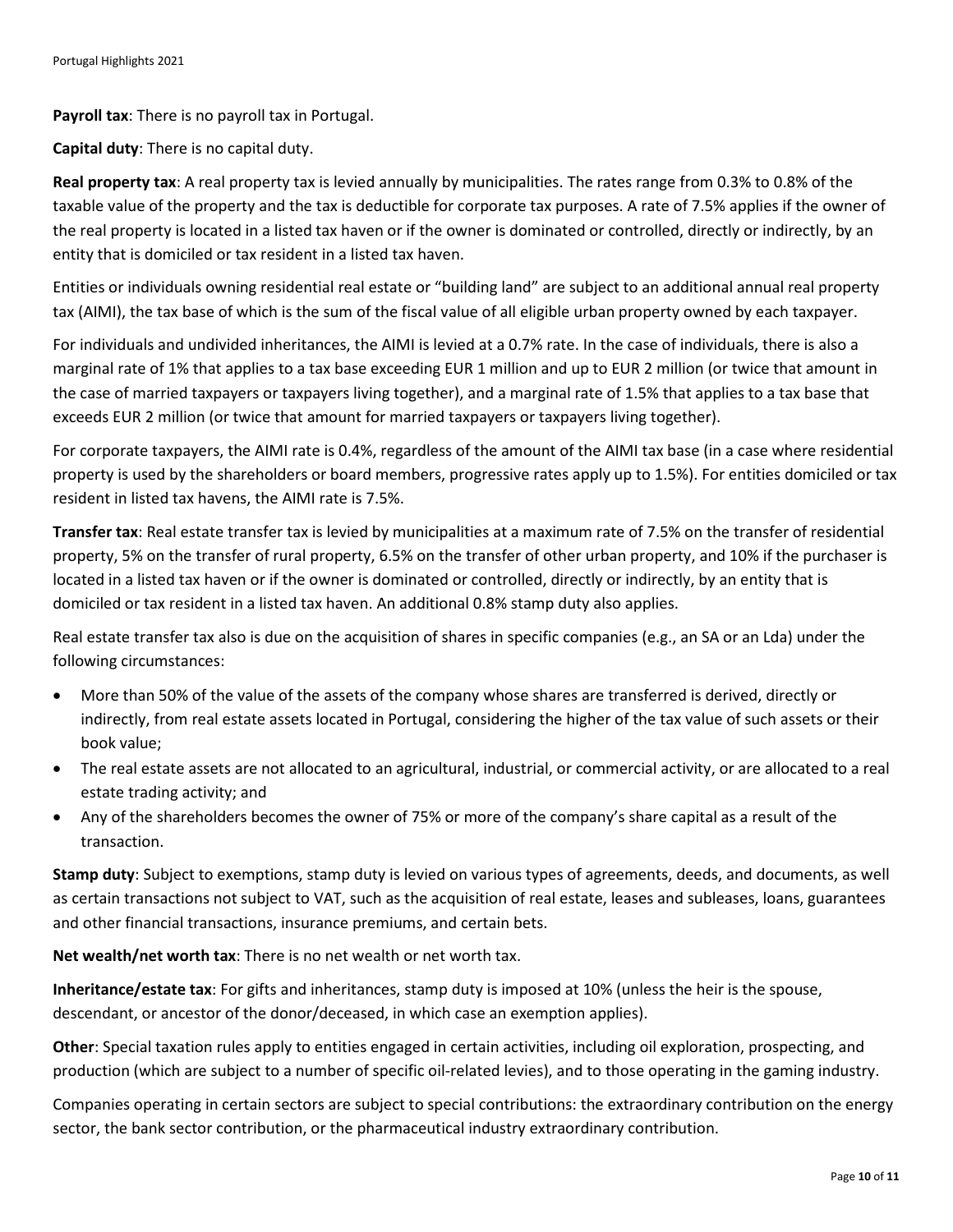**Payroll tax**: There is no payroll tax in Portugal.

**Capital duty**: There is no capital duty.

**Real property tax**: A real property tax is levied annually by municipalities. The rates range from 0.3% to 0.8% of the taxable value of the property and the tax is deductible for corporate tax purposes. A rate of 7.5% applies if the owner of the real property is located in a listed tax haven or if the owner is dominated or controlled, directly or indirectly, by an entity that is domiciled or tax resident in a listed tax haven.

Entities or individuals owning residential real estate or "building land" are subject to an additional annual real property tax (AIMI), the tax base of which is the sum of the fiscal value of all eligible urban property owned by each taxpayer.

For individuals and undivided inheritances, the AIMI is levied at a 0.7% rate. In the case of individuals, there is also a marginal rate of 1% that applies to a tax base exceeding EUR 1 million and up to EUR 2 million (or twice that amount in the case of married taxpayers or taxpayers living together), and a marginal rate of 1.5% that applies to a tax base that exceeds EUR 2 million (or twice that amount for married taxpayers or taxpayers living together).

For corporate taxpayers, the AIMI rate is 0.4%, regardless of the amount of the AIMI tax base (in a case where residential property is used by the shareholders or board members, progressive rates apply up to 1.5%). For entities domiciled or tax resident in listed tax havens, the AIMI rate is 7.5%.

**Transfer tax**: Real estate transfer tax is levied by municipalities at a maximum rate of 7.5% on the transfer of residential property, 5% on the transfer of rural property, 6.5% on the transfer of other urban property, and 10% if the purchaser is located in a listed tax haven or if the owner is dominated or controlled, directly or indirectly, by an entity that is domiciled or tax resident in a listed tax haven. An additional 0.8% stamp duty also applies.

Real estate transfer tax also is due on the acquisition of shares in specific companies (e.g., an SA or an Lda) under the following circumstances:

- More than 50% of the value of the assets of the company whose shares are transferred is derived, directly or indirectly, from real estate assets located in Portugal, considering the higher of the tax value of such assets or their book value;
- The real estate assets are not allocated to an agricultural, industrial, or commercial activity, or are allocated to a real estate trading activity; and
- Any of the shareholders becomes the owner of 75% or more of the company's share capital as a result of the transaction.

**Stamp duty**: Subject to exemptions, stamp duty is levied on various types of agreements, deeds, and documents, as well as certain transactions not subject to VAT, such as the acquisition of real estate, leases and subleases, loans, guarantees and other financial transactions, insurance premiums, and certain bets.

**Net wealth/net worth tax**: There is no net wealth or net worth tax.

**Inheritance/estate tax**: For gifts and inheritances, stamp duty is imposed at 10% (unless the heir is the spouse, descendant, or ancestor of the donor/deceased, in which case an exemption applies).

**Other**: Special taxation rules apply to entities engaged in certain activities, including oil exploration, prospecting, and production (which are subject to a number of specific oil-related levies), and to those operating in the gaming industry.

Companies operating in certain sectors are subject to special contributions: the extraordinary contribution on the energy sector, the bank sector contribution, or the pharmaceutical industry extraordinary contribution.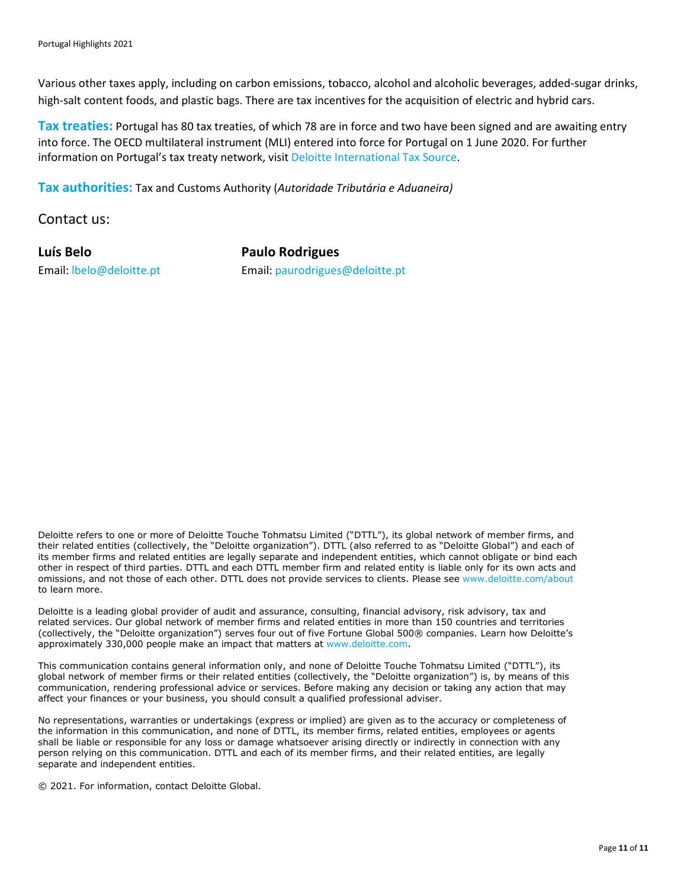Various other taxes apply, including on carbon emissions, tobacco, alcohol and alcoholic beverages, added-sugar drinks, high-salt content foods, and plastic bags. There are tax incentives for the acquisition of electric and hybrid cars.

**Tax treaties:** Portugal has 80 tax treaties, of which 78 are in force and two have been signed and are awaiting entry into force. The OECD multilateral instrument (MLI) entered into force for Portugal on 1 June 2020. For further information on Portugal's tax treaty network, visit Deloitte International Tax Source.

**Tax authorities:** Tax and Customs Authority (*Autoridade Tributária e Aduaneira)*

## Contact us:

**Luís Belo**
Email: lbelo@deloitte.pt

**Paulo Rodrigues**
Email: paurodrigues@deloitte.pt

Deloitte refers to one or more of Deloitte Touche Tohmatsu Limited ("DTTL"), its global network of member firms, and their related entities (collectively, the "Deloitte organization"). DTTL (also referred to as "Deloitte Global") and each of its member firms and related entities are legally separate and independent entities, which cannot obligate or bind each other in respect of third parties. DTTL and each DTTL member firm and related entity is liable only for its own acts and omissions, and not those of each other. DTTL does not provide services to clients. Please see www.deloitte.com/about to learn more.

Deloitte is a leading global provider of audit and assurance, consulting, financial advisory, risk advisory, tax and related services. Our global network of member firms and related entities in more than 150 countries and territories (collectively, the "Deloitte organization") serves four out of five Fortune Global 500® companies. Learn how Deloitte's approximately 330,000 people make an impact that matters at www.deloitte.com.

This communication contains general information only, and none of Deloitte Touche Tohmatsu Limited ("DTTL"), its global network of member firms or their related entities (collectively, the "Deloitte organization") is, by means of this communication, rendering professional advice or services. Before making any decision or taking any action that may affect your finances or your business, you should consult a qualified professional adviser.

No representations, warranties or undertakings (express or implied) are given as to the accuracy or completeness of the information in this communication, and none of DTTL, its member firms, related entities, employees or agents shall be liable or responsible for any loss or damage whatsoever arising directly or indirectly in connection with any person relying on this communication. DTTL and each of its member firms, and their related entities, are legally separate and independent entities.

© 2021. For information, contact Deloitte Global.